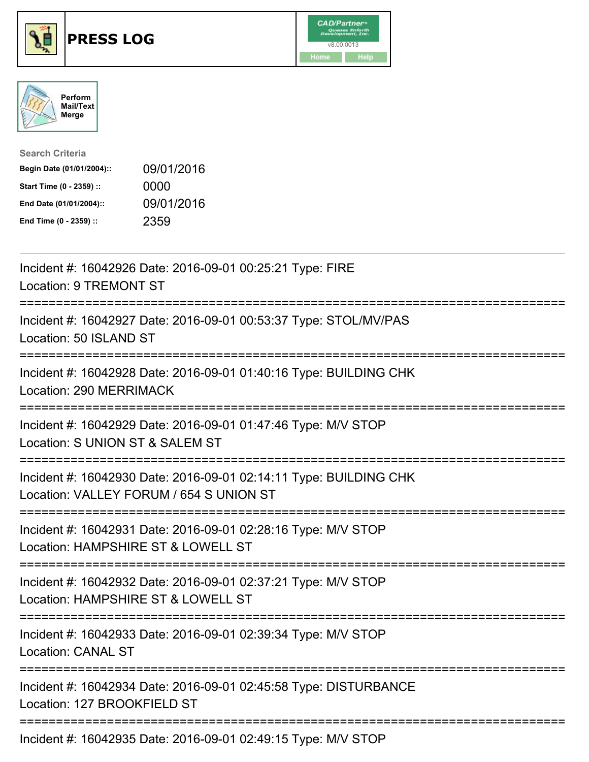# PRESS LOG

CAD/Partner v8.00.0013

Home | Help

Perform Mail/Text Merge

**Search Criteria**

| | |
|---|---|
| **Begin Date (01/01/2004)::** | 09/01/2016 |
| **Start Time (0 - 2359) ::** | 0000 |
| **End Date (01/01/2004)::** | 09/01/2016 |
| **End Time (0 - 2359) ::** | 2359 |

---

Incident #: 16042926 Date: 2016-09-01 00:25:21 Type: FIRE
Location: 9 TREMONT ST

===========================================================================

Incident #: 16042927 Date: 2016-09-01 00:53:37 Type: STOL/MV/PAS
Location: 50 ISLAND ST

===========================================================================

Incident #: 16042928 Date: 2016-09-01 01:40:16 Type: BUILDING CHK
Location: 290 MERRIMACK

===========================================================================

Incident #: 16042929 Date: 2016-09-01 01:47:46 Type: M/V STOP
Location: S UNION ST & SALEM ST

===========================================================================

Incident #: 16042930 Date: 2016-09-01 02:14:11 Type: BUILDING CHK
Location: VALLEY FORUM / 654 S UNION ST

===========================================================================

Incident #: 16042931 Date: 2016-09-01 02:28:16 Type: M/V STOP
Location: HAMPSHIRE ST & LOWELL ST

===========================================================================

Incident #: 16042932 Date: 2016-09-01 02:37:21 Type: M/V STOP
Location: HAMPSHIRE ST & LOWELL ST

===========================================================================

Incident #: 16042933 Date: 2016-09-01 02:39:34 Type: M/V STOP
Location: CANAL ST

===========================================================================

Incident #: 16042934 Date: 2016-09-01 02:45:58 Type: DISTURBANCE
Location: 127 BROOKFIELD ST

===========================================================================

Incident #: 16042935 Date: 2016-09-01 02:49:15 Type: M/V STOP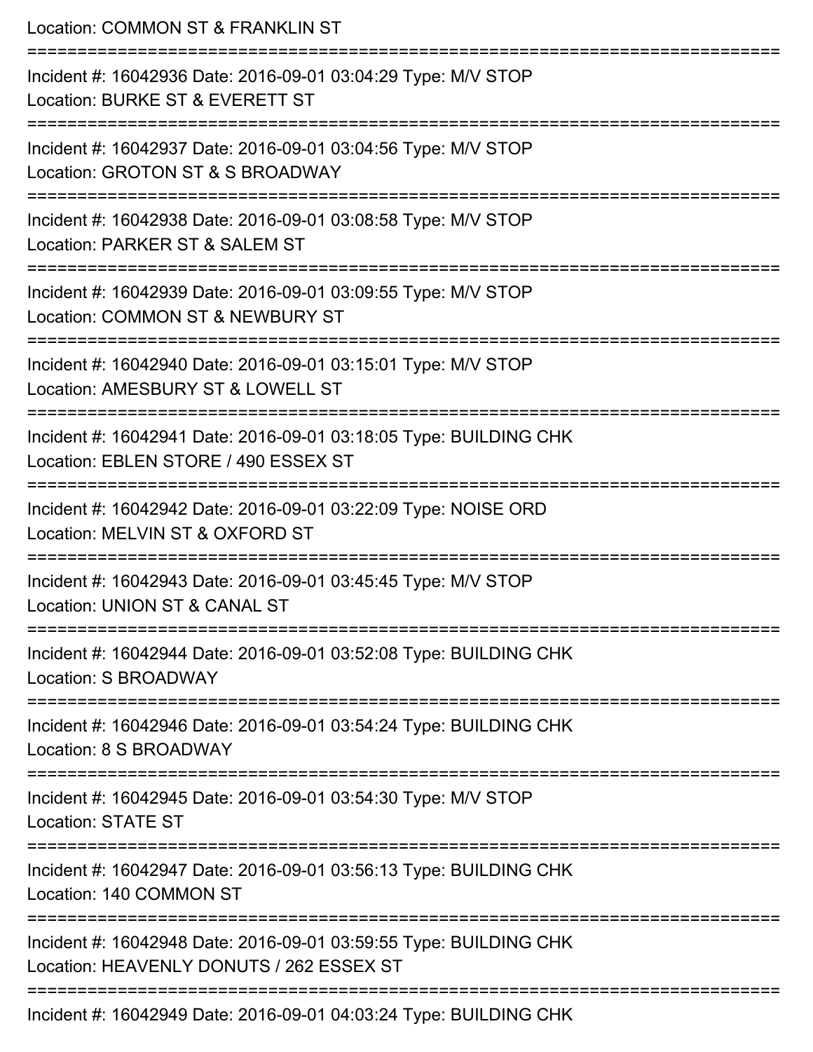Location: COMMON ST & FRANKLIN ST

===========================================================================

Incident #: 16042936 Date: 2016-09-01 03:04:29 Type: M/V STOP
Location: BURKE ST & EVERETT ST

===========================================================================

Incident #: 16042937 Date: 2016-09-01 03:04:56 Type: M/V STOP
Location: GROTON ST & S BROADWAY

===========================================================================

Incident #: 16042938 Date: 2016-09-01 03:08:58 Type: M/V STOP
Location: PARKER ST & SALEM ST

===========================================================================

Incident #: 16042939 Date: 2016-09-01 03:09:55 Type: M/V STOP
Location: COMMON ST & NEWBURY ST

===========================================================================

Incident #: 16042940 Date: 2016-09-01 03:15:01 Type: M/V STOP
Location: AMESBURY ST & LOWELL ST

===========================================================================

Incident #: 16042941 Date: 2016-09-01 03:18:05 Type: BUILDING CHK
Location: EBLEN STORE / 490 ESSEX ST

===========================================================================

Incident #: 16042942 Date: 2016-09-01 03:22:09 Type: NOISE ORD
Location: MELVIN ST & OXFORD ST

===========================================================================

Incident #: 16042943 Date: 2016-09-01 03:45:45 Type: M/V STOP
Location: UNION ST & CANAL ST

===========================================================================

Incident #: 16042944 Date: 2016-09-01 03:52:08 Type: BUILDING CHK
Location: S BROADWAY

===========================================================================

Incident #: 16042946 Date: 2016-09-01 03:54:24 Type: BUILDING CHK
Location: 8 S BROADWAY

===========================================================================

Incident #: 16042945 Date: 2016-09-01 03:54:30 Type: M/V STOP
Location: STATE ST

===========================================================================

Incident #: 16042947 Date: 2016-09-01 03:56:13 Type: BUILDING CHK
Location: 140 COMMON ST

===========================================================================

Incident #: 16042948 Date: 2016-09-01 03:59:55 Type: BUILDING CHK
Location: HEAVENLY DONUTS / 262 ESSEX ST

===========================================================================

Incident #: 16042949 Date: 2016-09-01 04:03:24 Type: BUILDING CHK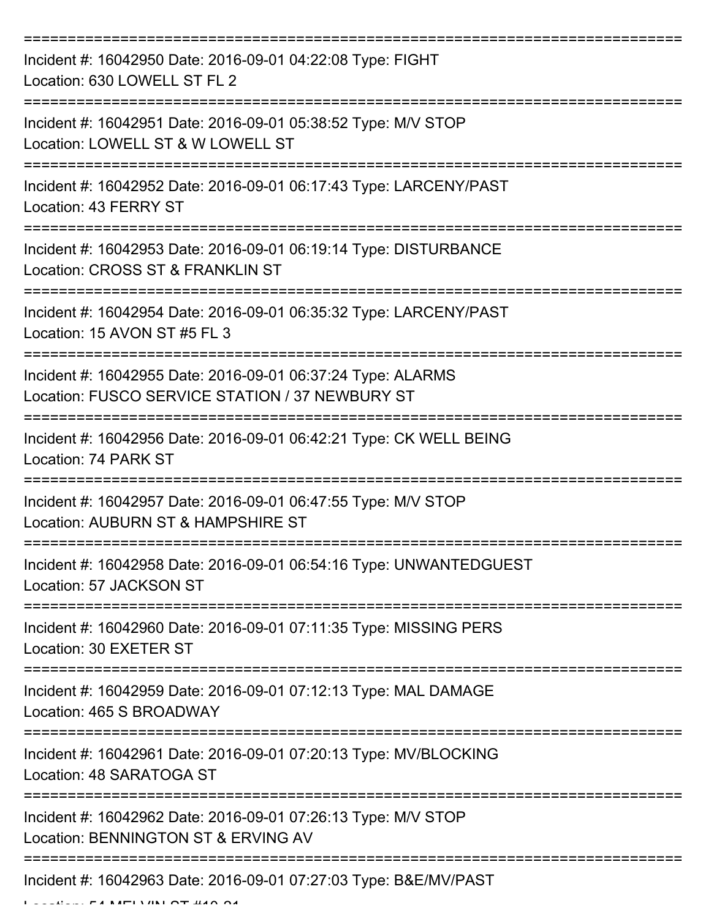===========================================================================

Incident #: 16042950 Date: 2016-09-01 04:22:08 Type: FIGHT
Location: 630 LOWELL ST FL 2

===========================================================================

Incident #: 16042951 Date: 2016-09-01 05:38:52 Type: M/V STOP
Location: LOWELL ST & W LOWELL ST

===========================================================================

Incident #: 16042952 Date: 2016-09-01 06:17:43 Type: LARCENY/PAST
Location: 43 FERRY ST

===========================================================================

Incident #: 16042953 Date: 2016-09-01 06:19:14 Type: DISTURBANCE
Location: CROSS ST & FRANKLIN ST

===========================================================================

Incident #: 16042954 Date: 2016-09-01 06:35:32 Type: LARCENY/PAST
Location: 15 AVON ST #5 FL 3

===========================================================================

Incident #: 16042955 Date: 2016-09-01 06:37:24 Type: ALARMS
Location: FUSCO SERVICE STATION / 37 NEWBURY ST

===========================================================================

Incident #: 16042956 Date: 2016-09-01 06:42:21 Type: CK WELL BEING
Location: 74 PARK ST

===========================================================================

Incident #: 16042957 Date: 2016-09-01 06:47:55 Type: M/V STOP
Location: AUBURN ST & HAMPSHIRE ST

===========================================================================

Incident #: 16042958 Date: 2016-09-01 06:54:16 Type: UNWANTEDGUEST
Location: 57 JACKSON ST

===========================================================================

Incident #: 16042960 Date: 2016-09-01 07:11:35 Type: MISSING PERS
Location: 30 EXETER ST

===========================================================================

Incident #: 16042959 Date: 2016-09-01 07:12:13 Type: MAL DAMAGE
Location: 465 S BROADWAY

===========================================================================

Incident #: 16042961 Date: 2016-09-01 07:20:13 Type: MV/BLOCKING
Location: 48 SARATOGA ST

===========================================================================

Incident #: 16042962 Date: 2016-09-01 07:26:13 Type: M/V STOP
Location: BENNINGTON ST & ERVING AV

===========================================================================

Incident #: 16042963 Date: 2016-09-01 07:27:03 Type: B&E/MV/PAST
Location: 54 MELVIN ST #10-21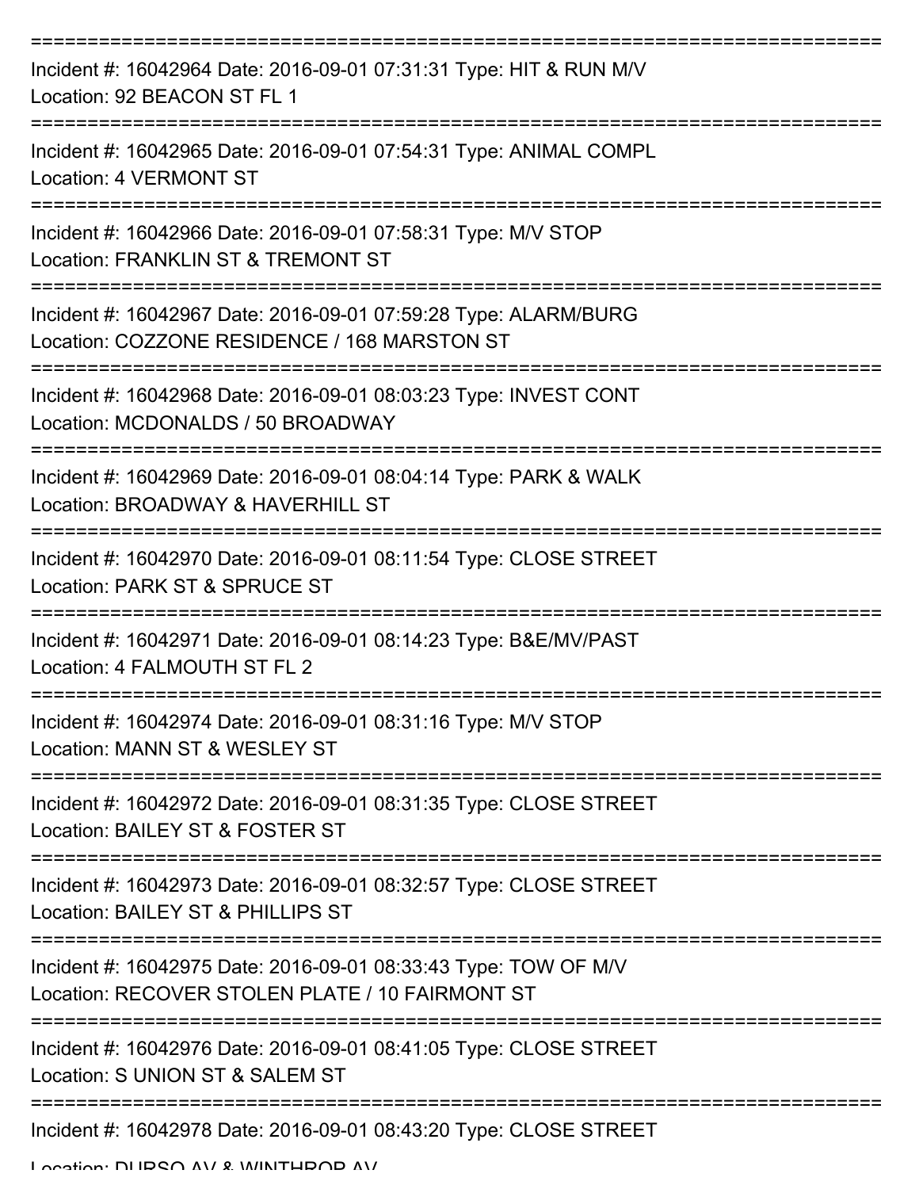===========================================================================

Incident #: 16042964 Date: 2016-09-01 07:31:31 Type: HIT & RUN M/V
Location: 92 BEACON ST FL 1

===========================================================================

Incident #: 16042965 Date: 2016-09-01 07:54:31 Type: ANIMAL COMPL
Location: 4 VERMONT ST

===========================================================================

Incident #: 16042966 Date: 2016-09-01 07:58:31 Type: M/V STOP
Location: FRANKLIN ST & TREMONT ST

===========================================================================

Incident #: 16042967 Date: 2016-09-01 07:59:28 Type: ALARM/BURG
Location: COZZONE RESIDENCE / 168 MARSTON ST

===========================================================================

Incident #: 16042968 Date: 2016-09-01 08:03:23 Type: INVEST CONT
Location: MCDONALDS / 50 BROADWAY

===========================================================================

Incident #: 16042969 Date: 2016-09-01 08:04:14 Type: PARK & WALK
Location: BROADWAY & HAVERHILL ST

===========================================================================

Incident #: 16042970 Date: 2016-09-01 08:11:54 Type: CLOSE STREET
Location: PARK ST & SPRUCE ST

===========================================================================

Incident #: 16042971 Date: 2016-09-01 08:14:23 Type: B&E/MV/PAST
Location: 4 FALMOUTH ST FL 2

===========================================================================

Incident #: 16042974 Date: 2016-09-01 08:31:16 Type: M/V STOP
Location: MANN ST & WESLEY ST

===========================================================================

Incident #: 16042972 Date: 2016-09-01 08:31:35 Type: CLOSE STREET
Location: BAILEY ST & FOSTER ST

===========================================================================

Incident #: 16042973 Date: 2016-09-01 08:32:57 Type: CLOSE STREET
Location: BAILEY ST & PHILLIPS ST

===========================================================================

Incident #: 16042975 Date: 2016-09-01 08:33:43 Type: TOW OF M/V
Location: RECOVER STOLEN PLATE / 10 FAIRMONT ST

===========================================================================

Incident #: 16042976 Date: 2016-09-01 08:41:05 Type: CLOSE STREET
Location: S UNION ST & SALEM ST

===========================================================================

Incident #: 16042978 Date: 2016-09-01 08:43:20 Type: CLOSE STREET
Location: DURSO AV & WINTHROP AV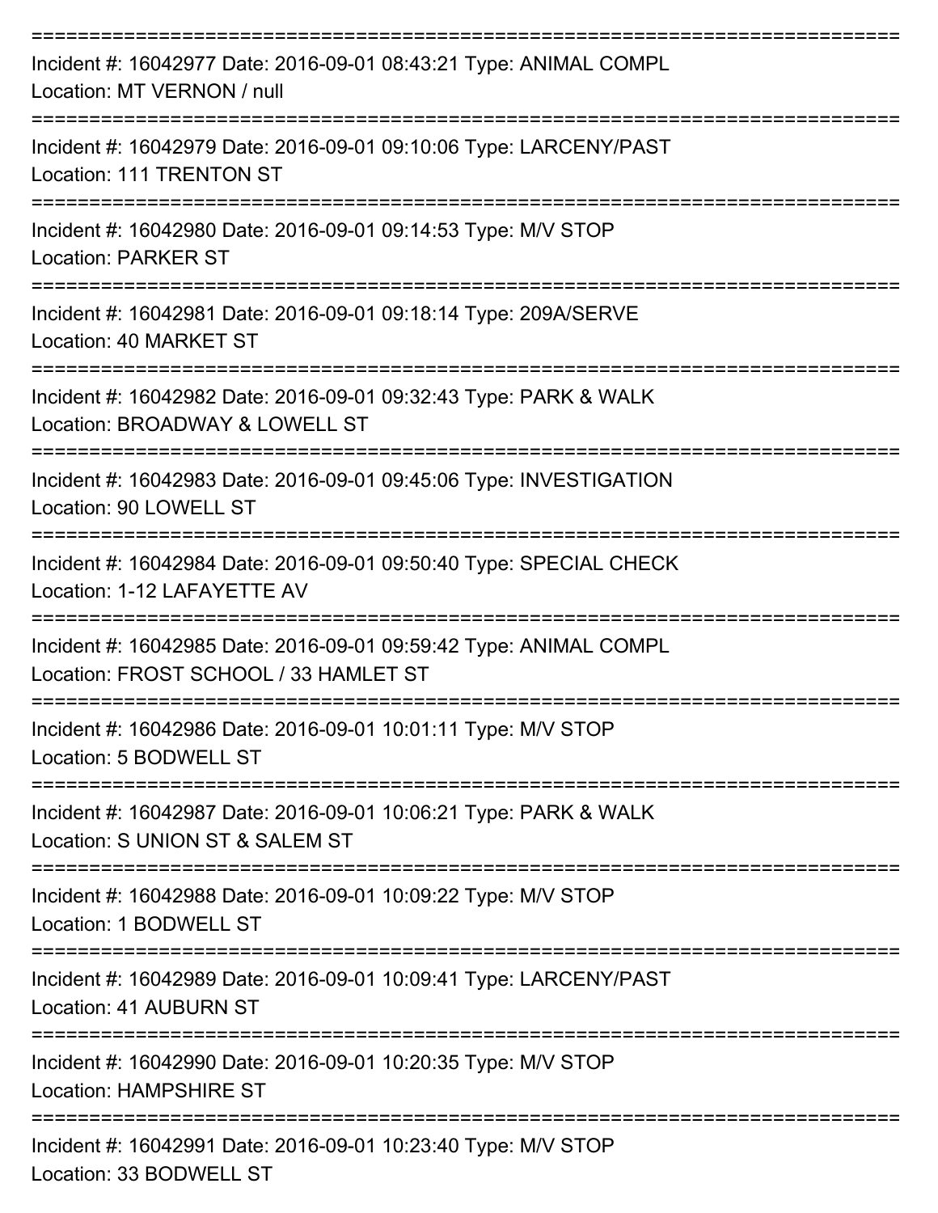===========================================================================

Incident #: 16042977 Date: 2016-09-01 08:43:21 Type: ANIMAL COMPL
Location: MT VERNON / null

===========================================================================

Incident #: 16042979 Date: 2016-09-01 09:10:06 Type: LARCENY/PAST
Location: 111 TRENTON ST

===========================================================================

Incident #: 16042980 Date: 2016-09-01 09:14:53 Type: M/V STOP
Location: PARKER ST

===========================================================================

Incident #: 16042981 Date: 2016-09-01 09:18:14 Type: 209A/SERVE
Location: 40 MARKET ST

===========================================================================

Incident #: 16042982 Date: 2016-09-01 09:32:43 Type: PARK & WALK
Location: BROADWAY & LOWELL ST

===========================================================================

Incident #: 16042983 Date: 2016-09-01 09:45:06 Type: INVESTIGATION
Location: 90 LOWELL ST

===========================================================================

Incident #: 16042984 Date: 2016-09-01 09:50:40 Type: SPECIAL CHECK
Location: 1-12 LAFAYETTE AV

===========================================================================

Incident #: 16042985 Date: 2016-09-01 09:59:42 Type: ANIMAL COMPL
Location: FROST SCHOOL / 33 HAMLET ST

===========================================================================

Incident #: 16042986 Date: 2016-09-01 10:01:11 Type: M/V STOP
Location: 5 BODWELL ST

===========================================================================

Incident #: 16042987 Date: 2016-09-01 10:06:21 Type: PARK & WALK
Location: S UNION ST & SALEM ST

===========================================================================

Incident #: 16042988 Date: 2016-09-01 10:09:22 Type: M/V STOP
Location: 1 BODWELL ST

===========================================================================

Incident #: 16042989 Date: 2016-09-01 10:09:41 Type: LARCENY/PAST
Location: 41 AUBURN ST

===========================================================================

Incident #: 16042990 Date: 2016-09-01 10:20:35 Type: M/V STOP
Location: HAMPSHIRE ST

===========================================================================

Incident #: 16042991 Date: 2016-09-01 10:23:40 Type: M/V STOP
Location: 33 BODWELL ST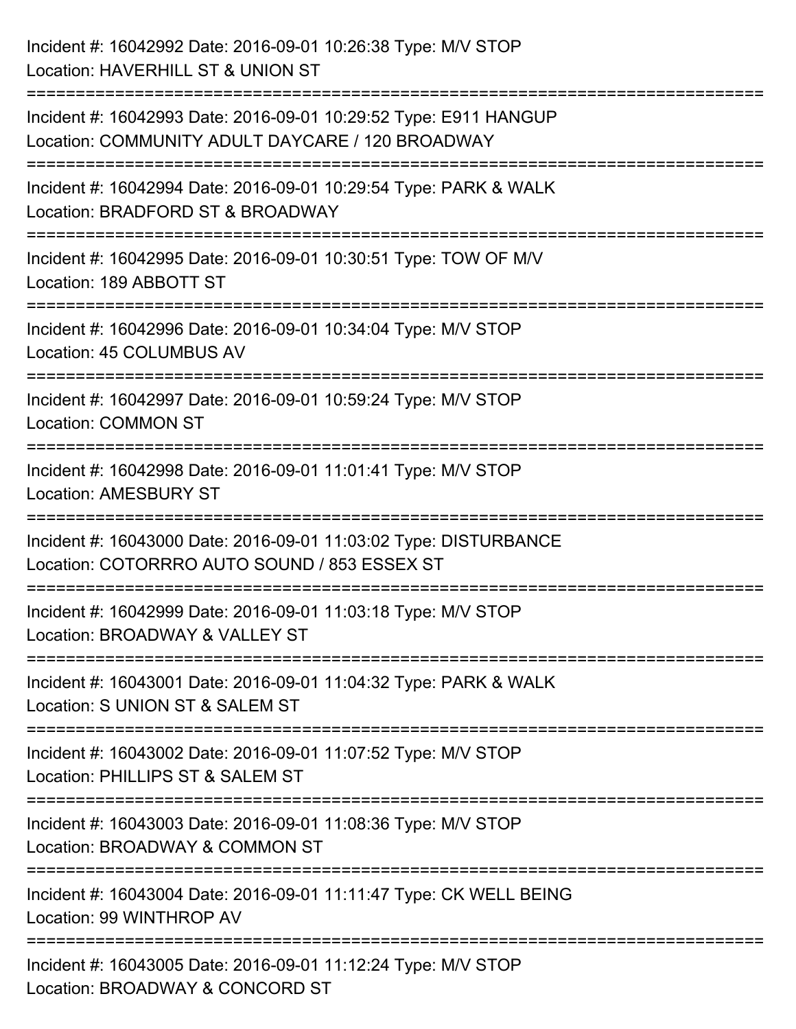Incident #: 16042992 Date: 2016-09-01 10:26:38 Type: M/V STOP
Location: HAVERHILL ST & UNION ST

===========================================================================

Incident #: 16042993 Date: 2016-09-01 10:29:52 Type: E911 HANGUP
Location: COMMUNITY ADULT DAYCARE / 120 BROADWAY

===========================================================================

Incident #: 16042994 Date: 2016-09-01 10:29:54 Type: PARK & WALK
Location: BRADFORD ST & BROADWAY

===========================================================================

Incident #: 16042995 Date: 2016-09-01 10:30:51 Type: TOW OF M/V
Location: 189 ABBOTT ST

===========================================================================

Incident #: 16042996 Date: 2016-09-01 10:34:04 Type: M/V STOP
Location: 45 COLUMBUS AV

===========================================================================

Incident #: 16042997 Date: 2016-09-01 10:59:24 Type: M/V STOP
Location: COMMON ST

===========================================================================

Incident #: 16042998 Date: 2016-09-01 11:01:41 Type: M/V STOP
Location: AMESBURY ST

===========================================================================

Incident #: 16043000 Date: 2016-09-01 11:03:02 Type: DISTURBANCE
Location: COTORRRO AUTO SOUND / 853 ESSEX ST

===========================================================================

Incident #: 16042999 Date: 2016-09-01 11:03:18 Type: M/V STOP
Location: BROADWAY & VALLEY ST

===========================================================================

Incident #: 16043001 Date: 2016-09-01 11:04:32 Type: PARK & WALK
Location: S UNION ST & SALEM ST

===========================================================================

Incident #: 16043002 Date: 2016-09-01 11:07:52 Type: M/V STOP
Location: PHILLIPS ST & SALEM ST

===========================================================================

Incident #: 16043003 Date: 2016-09-01 11:08:36 Type: M/V STOP
Location: BROADWAY & COMMON ST

===========================================================================

Incident #: 16043004 Date: 2016-09-01 11:11:47 Type: CK WELL BEING
Location: 99 WINTHROP AV

===========================================================================

Incident #: 16043005 Date: 2016-09-01 11:12:24 Type: M/V STOP
Location: BROADWAY & CONCORD ST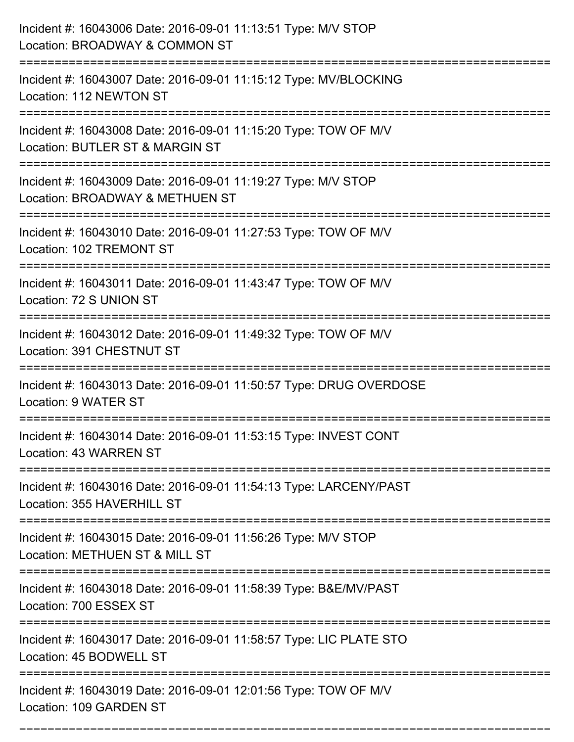Incident #: 16043006 Date: 2016-09-01 11:13:51 Type: M/V STOP
Location: BROADWAY & COMMON ST

===========================================================================

Incident #: 16043007 Date: 2016-09-01 11:15:12 Type: MV/BLOCKING
Location: 112 NEWTON ST

===========================================================================

Incident #: 16043008 Date: 2016-09-01 11:15:20 Type: TOW OF M/V
Location: BUTLER ST & MARGIN ST

===========================================================================

Incident #: 16043009 Date: 2016-09-01 11:19:27 Type: M/V STOP
Location: BROADWAY & METHUEN ST

===========================================================================

Incident #: 16043010 Date: 2016-09-01 11:27:53 Type: TOW OF M/V
Location: 102 TREMONT ST

===========================================================================

Incident #: 16043011 Date: 2016-09-01 11:43:47 Type: TOW OF M/V
Location: 72 S UNION ST

===========================================================================

Incident #: 16043012 Date: 2016-09-01 11:49:32 Type: TOW OF M/V
Location: 391 CHESTNUT ST

===========================================================================

Incident #: 16043013 Date: 2016-09-01 11:50:57 Type: DRUG OVERDOSE
Location: 9 WATER ST

===========================================================================

Incident #: 16043014 Date: 2016-09-01 11:53:15 Type: INVEST CONT
Location: 43 WARREN ST

===========================================================================

Incident #: 16043016 Date: 2016-09-01 11:54:13 Type: LARCENY/PAST
Location: 355 HAVERHILL ST

===========================================================================

Incident #: 16043015 Date: 2016-09-01 11:56:26 Type: M/V STOP
Location: METHUEN ST & MILL ST

===========================================================================

Incident #: 16043018 Date: 2016-09-01 11:58:39 Type: B&E/MV/PAST
Location: 700 ESSEX ST

===========================================================================

Incident #: 16043017 Date: 2016-09-01 11:58:57 Type: LIC PLATE STO
Location: 45 BODWELL ST

===========================================================================

Incident #: 16043019 Date: 2016-09-01 12:01:56 Type: TOW OF M/V
Location: 109 GARDEN ST

===========================================================================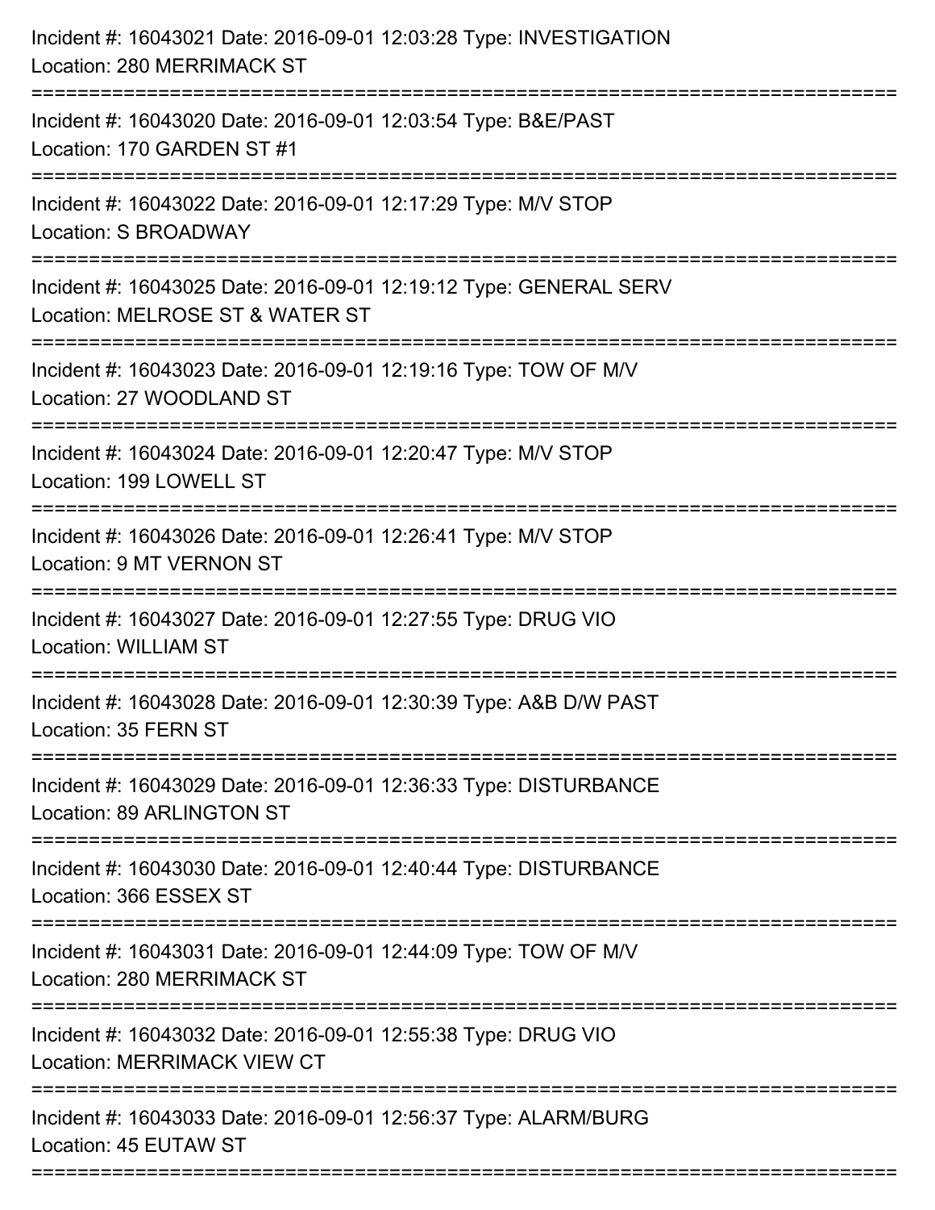Incident #: 16043021 Date: 2016-09-01 12:03:28 Type: INVESTIGATION
Location: 280 MERRIMACK ST

===========================================================================

Incident #: 16043020 Date: 2016-09-01 12:03:54 Type: B&E/PAST
Location: 170 GARDEN ST #1

===========================================================================

Incident #: 16043022 Date: 2016-09-01 12:17:29 Type: M/V STOP
Location: S BROADWAY

===========================================================================

Incident #: 16043025 Date: 2016-09-01 12:19:12 Type: GENERAL SERV
Location: MELROSE ST & WATER ST

===========================================================================

Incident #: 16043023 Date: 2016-09-01 12:19:16 Type: TOW OF M/V
Location: 27 WOODLAND ST

===========================================================================

Incident #: 16043024 Date: 2016-09-01 12:20:47 Type: M/V STOP
Location: 199 LOWELL ST

===========================================================================

Incident #: 16043026 Date: 2016-09-01 12:26:41 Type: M/V STOP
Location: 9 MT VERNON ST

===========================================================================

Incident #: 16043027 Date: 2016-09-01 12:27:55 Type: DRUG VIO
Location: WILLIAM ST

===========================================================================

Incident #: 16043028 Date: 2016-09-01 12:30:39 Type: A&B D/W PAST
Location: 35 FERN ST

===========================================================================

Incident #: 16043029 Date: 2016-09-01 12:36:33 Type: DISTURBANCE
Location: 89 ARLINGTON ST

===========================================================================

Incident #: 16043030 Date: 2016-09-01 12:40:44 Type: DISTURBANCE
Location: 366 ESSEX ST

===========================================================================

Incident #: 16043031 Date: 2016-09-01 12:44:09 Type: TOW OF M/V
Location: 280 MERRIMACK ST

===========================================================================

Incident #: 16043032 Date: 2016-09-01 12:55:38 Type: DRUG VIO
Location: MERRIMACK VIEW CT

===========================================================================

Incident #: 16043033 Date: 2016-09-01 12:56:37 Type: ALARM/BURG
Location: 45 EUTAW ST

===========================================================================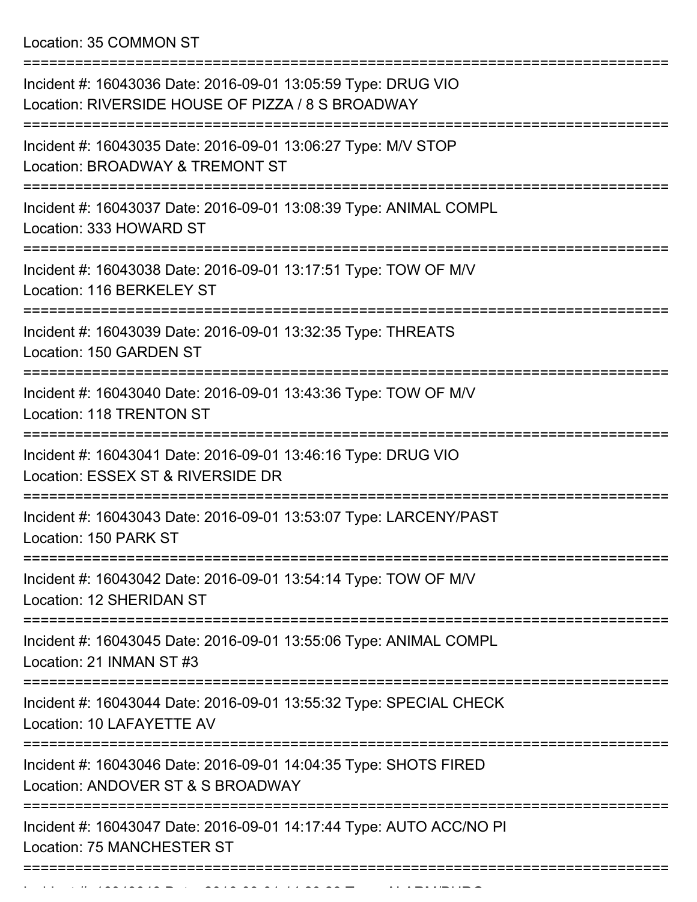Location: 35 COMMON ST

===========================================================================

Incident #: 16043036 Date: 2016-09-01 13:05:59 Type: DRUG VIO
Location: RIVERSIDE HOUSE OF PIZZA / 8 S BROADWAY

===========================================================================

Incident #: 16043035 Date: 2016-09-01 13:06:27 Type: M/V STOP
Location: BROADWAY & TREMONT ST

===========================================================================

Incident #: 16043037 Date: 2016-09-01 13:08:39 Type: ANIMAL COMPL
Location: 333 HOWARD ST

===========================================================================

Incident #: 16043038 Date: 2016-09-01 13:17:51 Type: TOW OF M/V
Location: 116 BERKELEY ST

===========================================================================

Incident #: 16043039 Date: 2016-09-01 13:32:35 Type: THREATS
Location: 150 GARDEN ST

===========================================================================

Incident #: 16043040 Date: 2016-09-01 13:43:36 Type: TOW OF M/V
Location: 118 TRENTON ST

===========================================================================

Incident #: 16043041 Date: 2016-09-01 13:46:16 Type: DRUG VIO
Location: ESSEX ST & RIVERSIDE DR

===========================================================================

Incident #: 16043043 Date: 2016-09-01 13:53:07 Type: LARCENY/PAST
Location: 150 PARK ST

===========================================================================

Incident #: 16043042 Date: 2016-09-01 13:54:14 Type: TOW OF M/V
Location: 12 SHERIDAN ST

===========================================================================

Incident #: 16043045 Date: 2016-09-01 13:55:06 Type: ANIMAL COMPL
Location: 21 INMAN ST #3

===========================================================================

Incident #: 16043044 Date: 2016-09-01 13:55:32 Type: SPECIAL CHECK
Location: 10 LAFAYETTE AV

===========================================================================

Incident #: 16043046 Date: 2016-09-01 14:04:35 Type: SHOTS FIRED
Location: ANDOVER ST & S BROADWAY

===========================================================================

Incident #: 16043047 Date: 2016-09-01 14:17:44 Type: AUTO ACC/NO PI
Location: 75 MANCHESTER ST

===========================================================================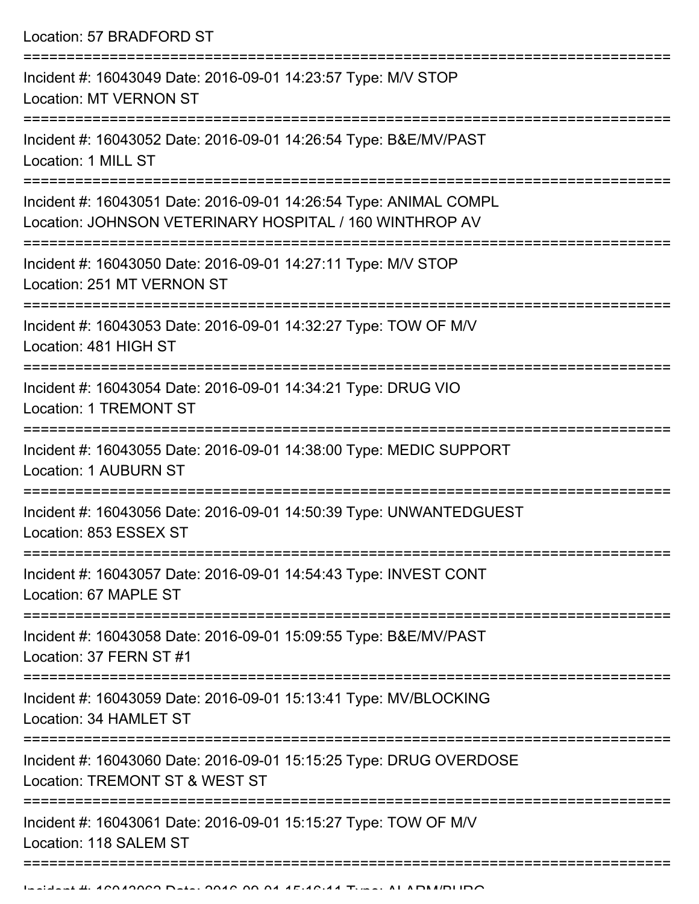Location: 57 BRADFORD ST

===========================================================================

Incident #: 16043049 Date: 2016-09-01 14:23:57 Type: M/V STOP
Location: MT VERNON ST

===========================================================================

Incident #: 16043052 Date: 2016-09-01 14:26:54 Type: B&E/MV/PAST
Location: 1 MILL ST

===========================================================================

Incident #: 16043051 Date: 2016-09-01 14:26:54 Type: ANIMAL COMPL
Location: JOHNSON VETERINARY HOSPITAL / 160 WINTHROP AV

===========================================================================

Incident #: 16043050 Date: 2016-09-01 14:27:11 Type: M/V STOP
Location: 251 MT VERNON ST

===========================================================================

Incident #: 16043053 Date: 2016-09-01 14:32:27 Type: TOW OF M/V
Location: 481 HIGH ST

===========================================================================

Incident #: 16043054 Date: 2016-09-01 14:34:21 Type: DRUG VIO
Location: 1 TREMONT ST

===========================================================================

Incident #: 16043055 Date: 2016-09-01 14:38:00 Type: MEDIC SUPPORT
Location: 1 AUBURN ST

===========================================================================

Incident #: 16043056 Date: 2016-09-01 14:50:39 Type: UNWANTEDGUEST
Location: 853 ESSEX ST

===========================================================================

Incident #: 16043057 Date: 2016-09-01 14:54:43 Type: INVEST CONT
Location: 67 MAPLE ST

===========================================================================

Incident #: 16043058 Date: 2016-09-01 15:09:55 Type: B&E/MV/PAST
Location: 37 FERN ST #1

===========================================================================

Incident #: 16043059 Date: 2016-09-01 15:13:41 Type: MV/BLOCKING
Location: 34 HAMLET ST

===========================================================================

Incident #: 16043060 Date: 2016-09-01 15:15:25 Type: DRUG OVERDOSE
Location: TREMONT ST & WEST ST

===========================================================================

Incident #: 16043061 Date: 2016-09-01 15:15:27 Type: TOW OF M/V
Location: 118 SALEM ST

===========================================================================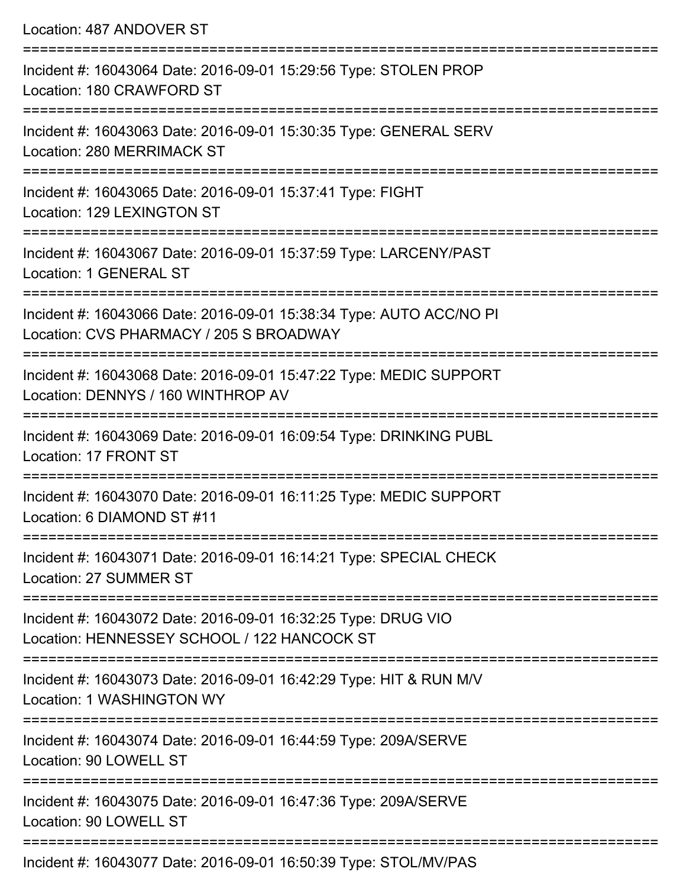Location: 487 ANDOVER ST

===========================================================================

Incident #: 16043064 Date: 2016-09-01 15:29:56 Type: STOLEN PROP
Location: 180 CRAWFORD ST

===========================================================================

Incident #: 16043063 Date: 2016-09-01 15:30:35 Type: GENERAL SERV
Location: 280 MERRIMACK ST

===========================================================================

Incident #: 16043065 Date: 2016-09-01 15:37:41 Type: FIGHT
Location: 129 LEXINGTON ST

===========================================================================

Incident #: 16043067 Date: 2016-09-01 15:37:59 Type: LARCENY/PAST
Location: 1 GENERAL ST

===========================================================================

Incident #: 16043066 Date: 2016-09-01 15:38:34 Type: AUTO ACC/NO PI
Location: CVS PHARMACY / 205 S BROADWAY

===========================================================================

Incident #: 16043068 Date: 2016-09-01 15:47:22 Type: MEDIC SUPPORT
Location: DENNYS / 160 WINTHROP AV

===========================================================================

Incident #: 16043069 Date: 2016-09-01 16:09:54 Type: DRINKING PUBL
Location: 17 FRONT ST

===========================================================================

Incident #: 16043070 Date: 2016-09-01 16:11:25 Type: MEDIC SUPPORT
Location: 6 DIAMOND ST #11

===========================================================================

Incident #: 16043071 Date: 2016-09-01 16:14:21 Type: SPECIAL CHECK
Location: 27 SUMMER ST

===========================================================================

Incident #: 16043072 Date: 2016-09-01 16:32:25 Type: DRUG VIO
Location: HENNESSEY SCHOOL / 122 HANCOCK ST

===========================================================================

Incident #: 16043073 Date: 2016-09-01 16:42:29 Type: HIT & RUN M/V
Location: 1 WASHINGTON WY

===========================================================================

Incident #: 16043074 Date: 2016-09-01 16:44:59 Type: 209A/SERVE
Location: 90 LOWELL ST

===========================================================================

Incident #: 16043075 Date: 2016-09-01 16:47:36 Type: 209A/SERVE
Location: 90 LOWELL ST

===========================================================================

Incident #: 16043077 Date: 2016-09-01 16:50:39 Type: STOL/MV/PAS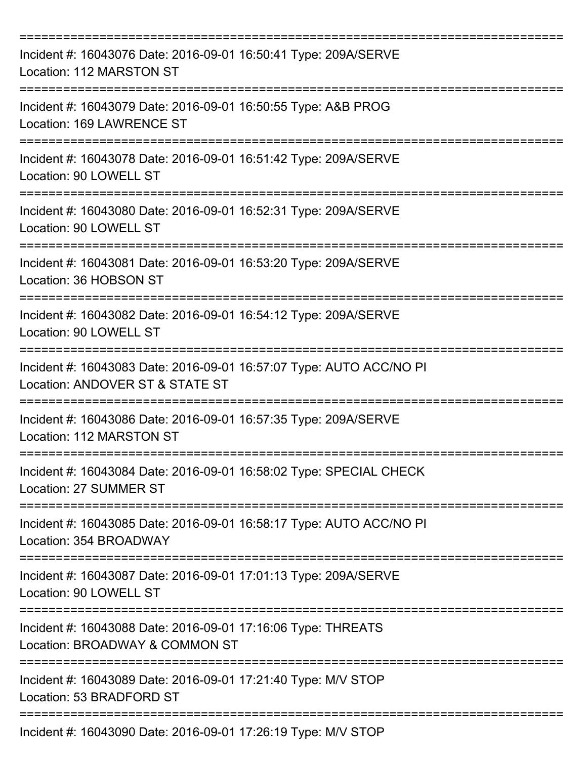===========================================================================
Incident #: 16043076 Date: 2016-09-01 16:50:41 Type: 209A/SERVE
Location: 112 MARSTON ST
===========================================================================
Incident #: 16043079 Date: 2016-09-01 16:50:55 Type: A&B PROG
Location: 169 LAWRENCE ST
===========================================================================
Incident #: 16043078 Date: 2016-09-01 16:51:42 Type: 209A/SERVE
Location: 90 LOWELL ST
===========================================================================
Incident #: 16043080 Date: 2016-09-01 16:52:31 Type: 209A/SERVE
Location: 90 LOWELL ST
===========================================================================
Incident #: 16043081 Date: 2016-09-01 16:53:20 Type: 209A/SERVE
Location: 36 HOBSON ST
===========================================================================
Incident #: 16043082 Date: 2016-09-01 16:54:12 Type: 209A/SERVE
Location: 90 LOWELL ST
===========================================================================
Incident #: 16043083 Date: 2016-09-01 16:57:07 Type: AUTO ACC/NO PI
Location: ANDOVER ST & STATE ST
===========================================================================
Incident #: 16043086 Date: 2016-09-01 16:57:35 Type: 209A/SERVE
Location: 112 MARSTON ST
===========================================================================
Incident #: 16043084 Date: 2016-09-01 16:58:02 Type: SPECIAL CHECK
Location: 27 SUMMER ST
===========================================================================
Incident #: 16043085 Date: 2016-09-01 16:58:17 Type: AUTO ACC/NO PI
Location: 354 BROADWAY
===========================================================================
Incident #: 16043087 Date: 2016-09-01 17:01:13 Type: 209A/SERVE
Location: 90 LOWELL ST
===========================================================================
Incident #: 16043088 Date: 2016-09-01 17:16:06 Type: THREATS
Location: BROADWAY & COMMON ST
===========================================================================
Incident #: 16043089 Date: 2016-09-01 17:21:40 Type: M/V STOP
Location: 53 BRADFORD ST
===========================================================================
Incident #: 16043090 Date: 2016-09-01 17:26:19 Type: M/V STOP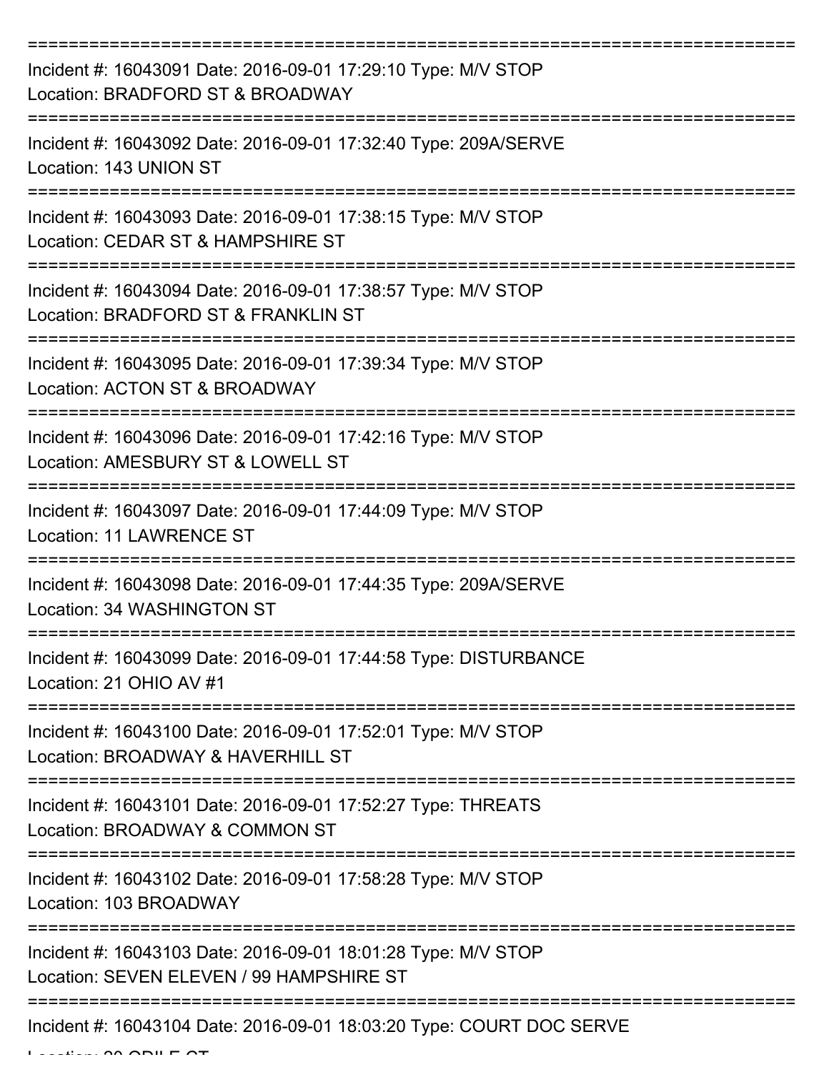===========================================================================

Incident #: 16043091 Date: 2016-09-01 17:29:10 Type: M/V STOP
Location: BRADFORD ST & BROADWAY

===========================================================================

Incident #: 16043092 Date: 2016-09-01 17:32:40 Type: 209A/SERVE
Location: 143 UNION ST

===========================================================================

Incident #: 16043093 Date: 2016-09-01 17:38:15 Type: M/V STOP
Location: CEDAR ST & HAMPSHIRE ST

===========================================================================

Incident #: 16043094 Date: 2016-09-01 17:38:57 Type: M/V STOP
Location: BRADFORD ST & FRANKLIN ST

===========================================================================

Incident #: 16043095 Date: 2016-09-01 17:39:34 Type: M/V STOP
Location: ACTON ST & BROADWAY

===========================================================================

Incident #: 16043096 Date: 2016-09-01 17:42:16 Type: M/V STOP
Location: AMESBURY ST & LOWELL ST

===========================================================================

Incident #: 16043097 Date: 2016-09-01 17:44:09 Type: M/V STOP
Location: 11 LAWRENCE ST

===========================================================================

Incident #: 16043098 Date: 2016-09-01 17:44:35 Type: 209A/SERVE
Location: 34 WASHINGTON ST

===========================================================================

Incident #: 16043099 Date: 2016-09-01 17:44:58 Type: DISTURBANCE
Location: 21 OHIO AV #1

===========================================================================

Incident #: 16043100 Date: 2016-09-01 17:52:01 Type: M/V STOP
Location: BROADWAY & HAVERHILL ST

===========================================================================

Incident #: 16043101 Date: 2016-09-01 17:52:27 Type: THREATS
Location: BROADWAY & COMMON ST

===========================================================================

Incident #: 16043102 Date: 2016-09-01 17:58:28 Type: M/V STOP
Location: 103 BROADWAY

===========================================================================

Incident #: 16043103 Date: 2016-09-01 18:01:28 Type: M/V STOP
Location: SEVEN ELEVEN / 99 HAMPSHIRE ST

===========================================================================

Incident #: 16043104 Date: 2016-09-01 18:03:20 Type: COURT DOC SERVE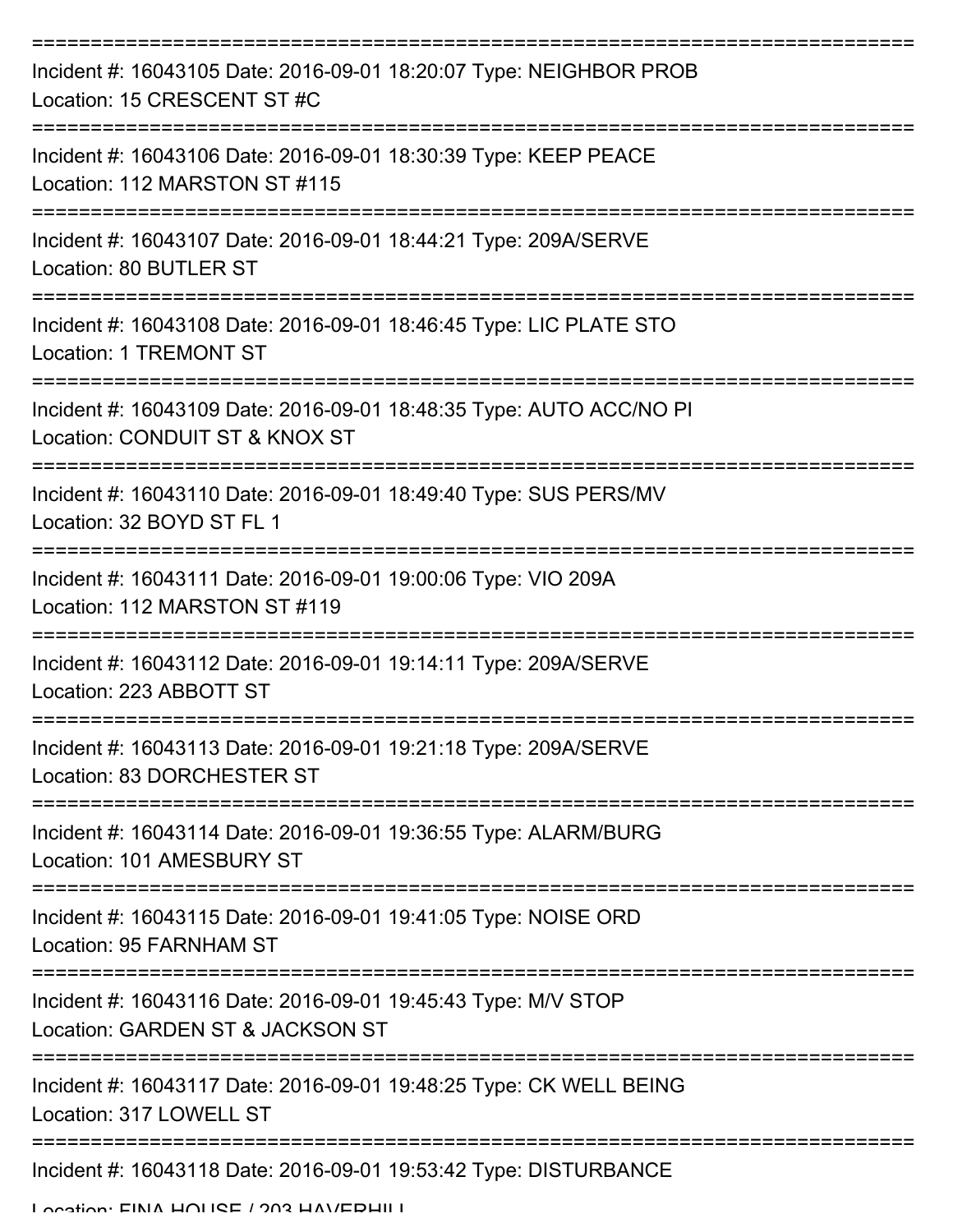Incident #: 16043105 Date: 2016-09-01 18:20:07 Type: NEIGHBOR PROB
Location: 15 CRESCENT ST #C

Incident #: 16043106 Date: 2016-09-01 18:30:39 Type: KEEP PEACE
Location: 112 MARSTON ST #115

Incident #: 16043107 Date: 2016-09-01 18:44:21 Type: 209A/SERVE
Location: 80 BUTLER ST

Incident #: 16043108 Date: 2016-09-01 18:46:45 Type: LIC PLATE STO
Location: 1 TREMONT ST

Incident #: 16043109 Date: 2016-09-01 18:48:35 Type: AUTO ACC/NO PI
Location: CONDUIT ST & KNOX ST

Incident #: 16043110 Date: 2016-09-01 18:49:40 Type: SUS PERS/MV
Location: 32 BOYD ST FL 1

Incident #: 16043111 Date: 2016-09-01 19:00:06 Type: VIO 209A
Location: 112 MARSTON ST #119

Incident #: 16043112 Date: 2016-09-01 19:14:11 Type: 209A/SERVE
Location: 223 ABBOTT ST

Incident #: 16043113 Date: 2016-09-01 19:21:18 Type: 209A/SERVE
Location: 83 DORCHESTER ST

Incident #: 16043114 Date: 2016-09-01 19:36:55 Type: ALARM/BURG
Location: 101 AMESBURY ST

Incident #: 16043115 Date: 2016-09-01 19:41:05 Type: NOISE ORD
Location: 95 FARNHAM ST

Incident #: 16043116 Date: 2016-09-01 19:45:43 Type: M/V STOP
Location: GARDEN ST & JACKSON ST

Incident #: 16043117 Date: 2016-09-01 19:48:25 Type: CK WELL BEING
Location: 317 LOWELL ST

Incident #: 16043118 Date: 2016-09-01 19:53:42 Type: DISTURBANCE
Location: FINA HOUSE / 203 HAVERHILL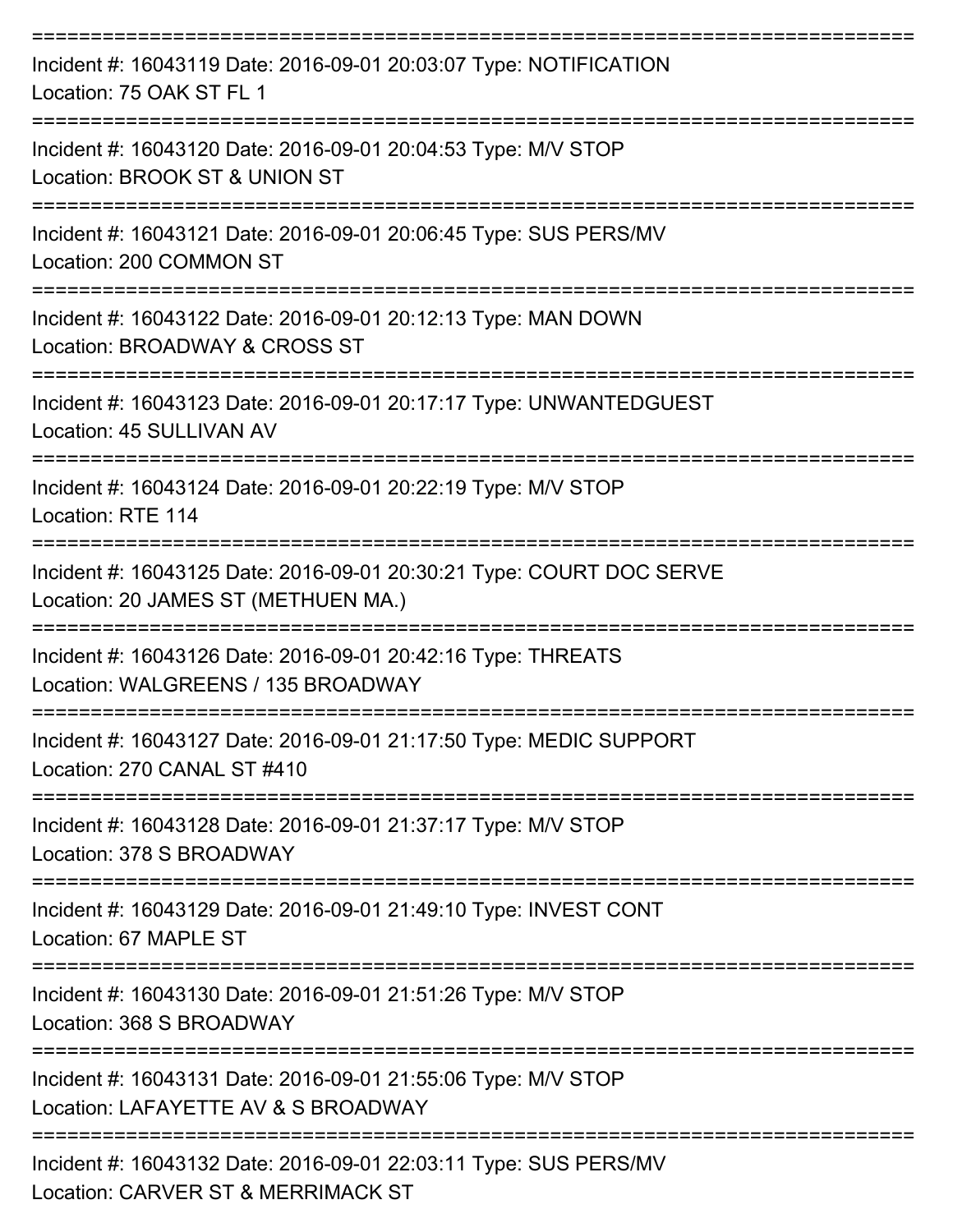===========================================================================
Incident #: 16043119 Date: 2016-09-01 20:03:07 Type: NOTIFICATION
Location: 75 OAK ST FL 1
===========================================================================
Incident #: 16043120 Date: 2016-09-01 20:04:53 Type: M/V STOP
Location: BROOK ST & UNION ST
===========================================================================
Incident #: 16043121 Date: 2016-09-01 20:06:45 Type: SUS PERS/MV
Location: 200 COMMON ST
===========================================================================
Incident #: 16043122 Date: 2016-09-01 20:12:13 Type: MAN DOWN
Location: BROADWAY & CROSS ST
===========================================================================
Incident #: 16043123 Date: 2016-09-01 20:17:17 Type: UNWANTEDGUEST
Location: 45 SULLIVAN AV
===========================================================================
Incident #: 16043124 Date: 2016-09-01 20:22:19 Type: M/V STOP
Location: RTE 114
===========================================================================
Incident #: 16043125 Date: 2016-09-01 20:30:21 Type: COURT DOC SERVE
Location: 20 JAMES ST (METHUEN MA.)
===========================================================================
Incident #: 16043126 Date: 2016-09-01 20:42:16 Type: THREATS
Location: WALGREENS / 135 BROADWAY
===========================================================================
Incident #: 16043127 Date: 2016-09-01 21:17:50 Type: MEDIC SUPPORT
Location: 270 CANAL ST #410
===========================================================================
Incident #: 16043128 Date: 2016-09-01 21:37:17 Type: M/V STOP
Location: 378 S BROADWAY
===========================================================================
Incident #: 16043129 Date: 2016-09-01 21:49:10 Type: INVEST CONT
Location: 67 MAPLE ST
===========================================================================
Incident #: 16043130 Date: 2016-09-01 21:51:26 Type: M/V STOP
Location: 368 S BROADWAY
===========================================================================
Incident #: 16043131 Date: 2016-09-01 21:55:06 Type: M/V STOP
Location: LAFAYETTE AV & S BROADWAY
===========================================================================
Incident #: 16043132 Date: 2016-09-01 22:03:11 Type: SUS PERS/MV
Location: CARVER ST & MERRIMACK ST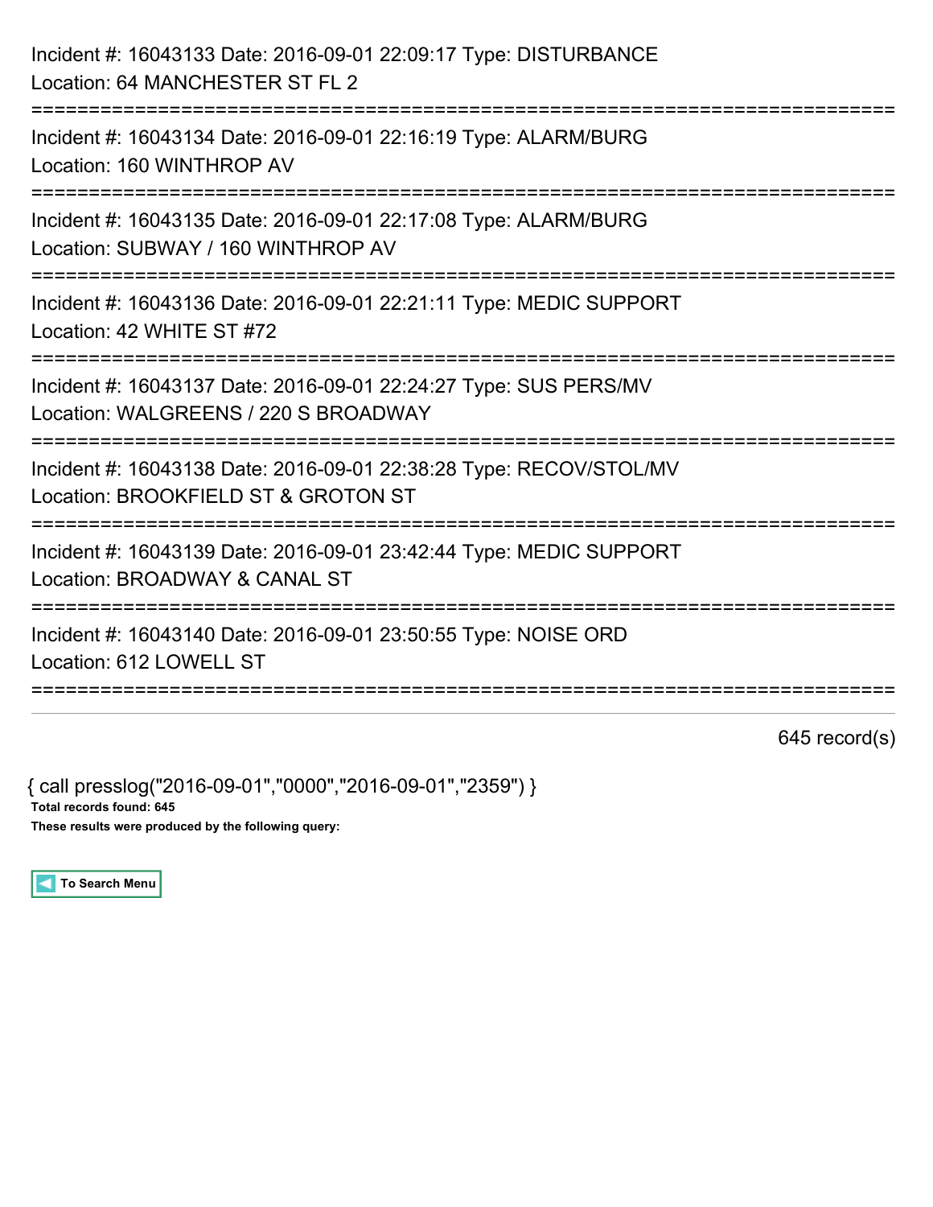Incident #: 16043133 Date: 2016-09-01 22:09:17 Type: DISTURBANCE
Location: 64 MANCHESTER ST FL 2

===========================================================================

Incident #: 16043134 Date: 2016-09-01 22:16:19 Type: ALARM/BURG
Location: 160 WINTHROP AV

===========================================================================

Incident #: 16043135 Date: 2016-09-01 22:17:08 Type: ALARM/BURG
Location: SUBWAY / 160 WINTHROP AV

===========================================================================

Incident #: 16043136 Date: 2016-09-01 22:21:11 Type: MEDIC SUPPORT
Location: 42 WHITE ST #72

===========================================================================

Incident #: 16043137 Date: 2016-09-01 22:24:27 Type: SUS PERS/MV
Location: WALGREENS / 220 S BROADWAY

===========================================================================

Incident #: 16043138 Date: 2016-09-01 22:38:28 Type: RECOV/STOL/MV
Location: BROOKFIELD ST & GROTON ST

===========================================================================

Incident #: 16043139 Date: 2016-09-01 23:42:44 Type: MEDIC SUPPORT
Location: BROADWAY & CANAL ST

===========================================================================

Incident #: 16043140 Date: 2016-09-01 23:50:55 Type: NOISE ORD
Location: 612 LOWELL ST

===========================================================================

645 record(s)

{ call presslog("2016-09-01","0000","2016-09-01","2359") }

**Total records found: 645**

**These results were produced by the following query:**

To Search Menu